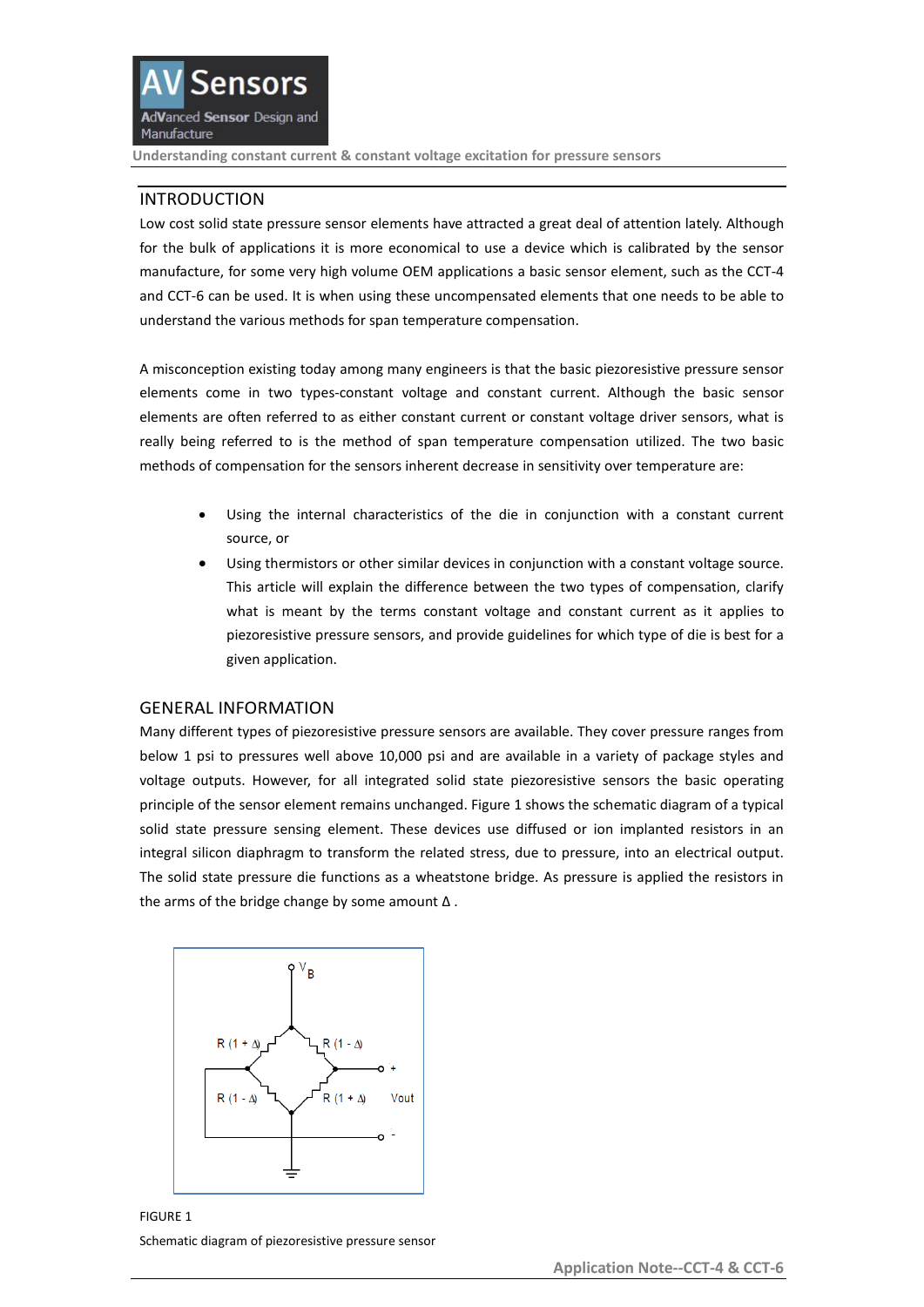## INTRODUCTION

Low cost solid state pressure sensor elements have attracted a great deal of attention lately. Although for the bulk of applications it is more economical to use a device which is calibrated by the sensor manufacture, for some very high volume OEM applications a basic sensor element, such as the CCT-4 and CCT-6 can be used. It is when using these uncompensated elements that one needs to be able to understand the various methods for span temperature compensation.

A misconception existing today among many engineers is that the basic piezoresistive pressure sensor elements come in two types-constant voltage and constant current. Although the basic sensor elements are often referred to as either constant current or constant voltage driver sensors, what is really being referred to is the method of span temperature compensation utilized. The two basic methods of compensation for the sensors inherent decrease in sensitivity over temperature are:

- Using the internal characteristics of the die in conjunction with a constant current source, or
- Using thermistors or other similar devices in conjunction with a constant voltage source. This article will explain the difference between the two types of compensation, clarify what is meant by the terms constant voltage and constant current as it applies to piezoresistive pressure sensors, and provide guidelines for which type of die is best for a given application.

## GENERAL INFORMATION

Many different types of piezoresistive pressure sensors are available. They cover pressure ranges from below 1 psi to pressures well above 10,000 psi and are available in a variety of package styles and voltage outputs. However, for all integrated solid state piezoresistive sensors the basic operating principle of the sensor element remains unchanged. Figure 1 shows the schematic diagram of a typical solid state pressure sensing element. These devices use diffused or ion implanted resistors in an integral silicon diaphragm to transform the related stress, due to pressure, into an electrical output. The solid state pressure die functions as a wheatstone bridge. As pressure is applied the resistors in the arms of the bridge change by some amount Δ .

FIGURE 1

Schematic diagram of piezoresistive pressure sensor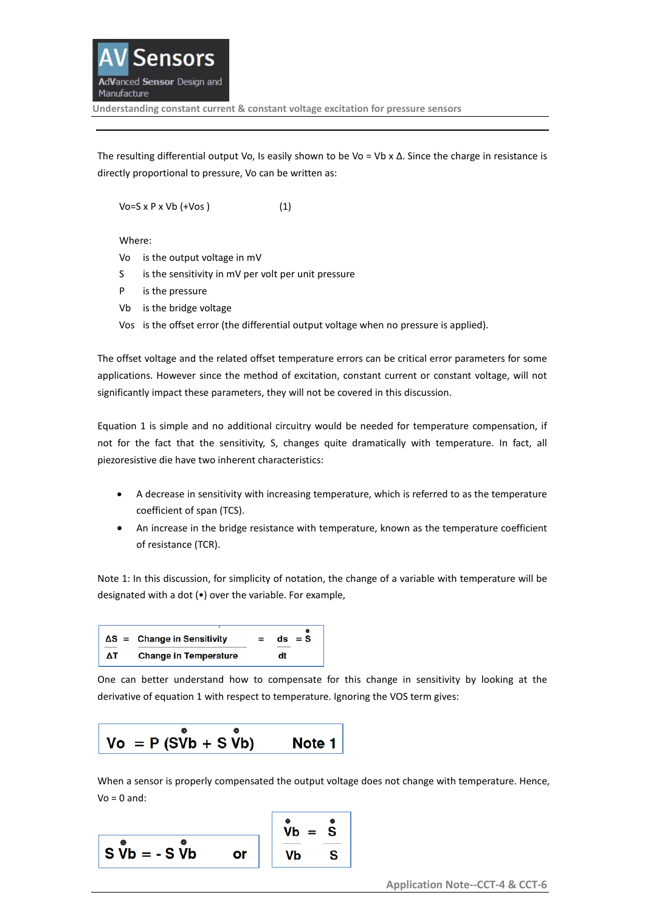The resulting differential output Vo, Is easily shown to be Vo = Vb x Δ. Since the charge in resistance is directly proportional to pressure, Vo can be written as:

$$Vo = S \times P \times Vb \ (+Vos) \qquad (1)$$

Where:

- $Vo$ is the output voltage in mV
- $S$ is the sensitivity in mV per volt per unit pressure
- $P$ is the pressure
- $Vb$ is the bridge voltage
- $Vos$ is the offset error (the differential output voltage when no pressure is applied).

The offset voltage and the related offset temperature errors can be critical error parameters for some applications. However since the method of excitation, constant current or constant voltage, will not significantly impact these parameters, they will not be covered in this discussion.

Equation 1 is simple and no additional circuitry would be needed for temperature compensation, if not for the fact that the sensitivity, S, changes quite dramatically with temperature. In fact, all piezoresistive die have two inherent characteristics:

- A decrease in sensitivity with increasing temperature, which is referred to as the temperature coefficient of span (TCS).
- An increase in the bridge resistance with temperature, known as the temperature coefficient of resistance (TCR).

Note 1: In this discussion, for simplicity of notation, the change of a variable with temperature will be designated with a dot (•) over the variable. For example,

$$\frac{\Delta S}{\Delta T} = \frac{\text{Change in Sensitivity}}{\text{Change in Temperature}} = \frac{ds}{dt} = \dot{S}$$

One can better understand how to compensate for this change in sensitivity by looking at the derivative of equation 1 with respect to temperature. Ignoring the VOS term gives:

$$\dot{Vo} = P(\dot{S}Vb + S\dot{Vb}) \qquad \text{Note 1}$$

When a sensor is properly compensated the output voltage does not change with temperature. Hence, Vo = 0 and:

$$\dot{S}Vb = -S\dot{Vb} \quad \text{or} \quad \frac{\dot{Vb}}{Vb} = \frac{\dot{S}}{S}$$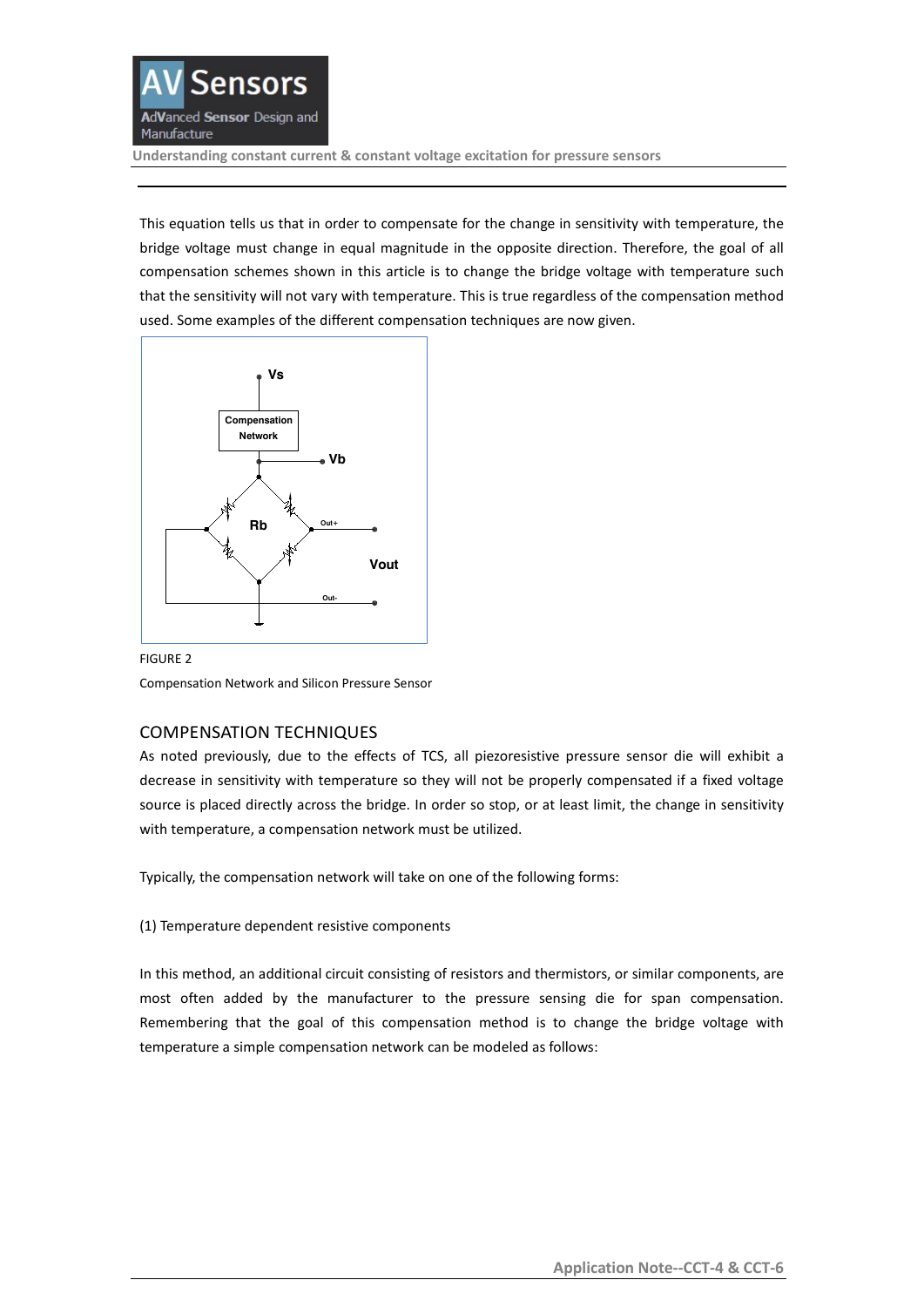This equation tells us that in order to compensate for the change in sensitivity with temperature, the bridge voltage must change in equal magnitude in the opposite direction. Therefore, the goal of all compensation schemes shown in this article is to change the bridge voltage with temperature such that the sensitivity will not vary with temperature. This is true regardless of the compensation method used. Some examples of the different compensation techniques are now given.

FIGURE 2

Compensation Network and Silicon Pressure Sensor

## COMPENSATION TECHNIQUES

As noted previously, due to the effects of TCS, all piezoresistive pressure sensor die will exhibit a decrease in sensitivity with temperature so they will not be properly compensated if a fixed voltage source is placed directly across the bridge. In order so stop, or at least limit, the change in sensitivity with temperature, a compensation network must be utilized.

Typically, the compensation network will take on one of the following forms:

(1) Temperature dependent resistive components

In this method, an additional circuit consisting of resistors and thermistors, or similar components, are most often added by the manufacturer to the pressure sensing die for span compensation. Remembering that the goal of this compensation method is to change the bridge voltage with temperature a simple compensation network can be modeled as follows: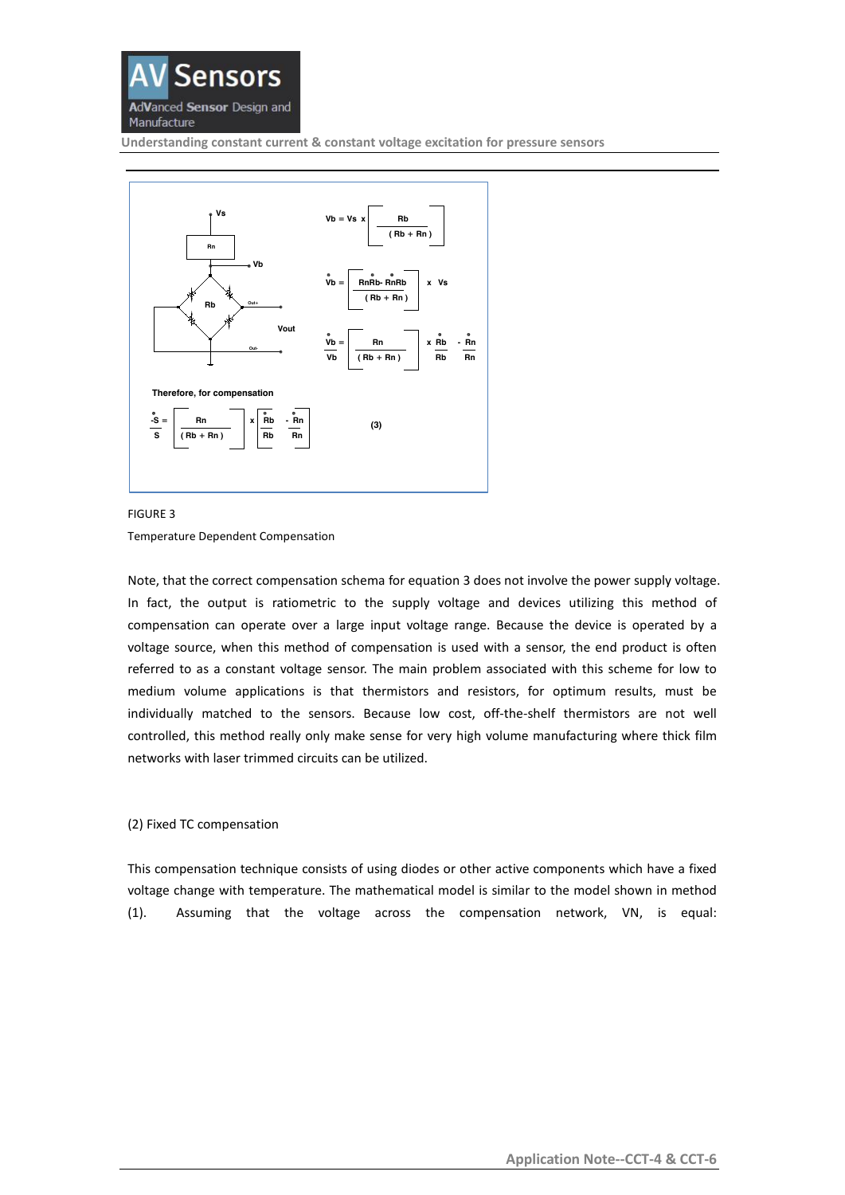$$V_b = V_s \times \left[ \frac{R_b}{(R_b + R_n)} \right]$$

$$\dot{V}_b = \left[ \frac{R_n\dot{R}_b - R_n\dot{R}_b}{(R_b + R_n)} \right] \times V_s$$

$$\frac{\dot{V}_b}{V_b} = \left[ \frac{R_n}{(R_b + R_n)} \right] \times \frac{\dot{R}_b}{R_b} - \frac{\dot{R}_n}{R_n}$$

Therefore, for compensation

$$\frac{-\dot{S}}{S} = \left[ \frac{R_n}{(R_b + R_n)} \right] \times \left[ \frac{\dot{R}_b}{R_b} - \frac{\dot{R}_n}{R_n} \right] \qquad (3)$$

FIGURE 3

Temperature Dependent Compensation

Note, that the correct compensation schema for equation 3 does not involve the power supply voltage. In fact, the output is ratiometric to the supply voltage and devices utilizing this method of compensation can operate over a large input voltage range. Because the device is operated by a voltage source, when this method of compensation is used with a sensor, the end product is often referred to as a constant voltage sensor. The main problem associated with this scheme for low to medium volume applications is that thermistors and resistors, for optimum results, must be individually matched to the sensors. Because low cost, off-the-shelf thermistors are not well controlled, this method really only make sense for very high volume manufacturing where thick film networks with laser trimmed circuits can be utilized.

(2) Fixed TC compensation

This compensation technique consists of using diodes or other active components which have a fixed voltage change with temperature. The mathematical model is similar to the model shown in method (1). Assuming that the voltage across the compensation network, VN, is equal: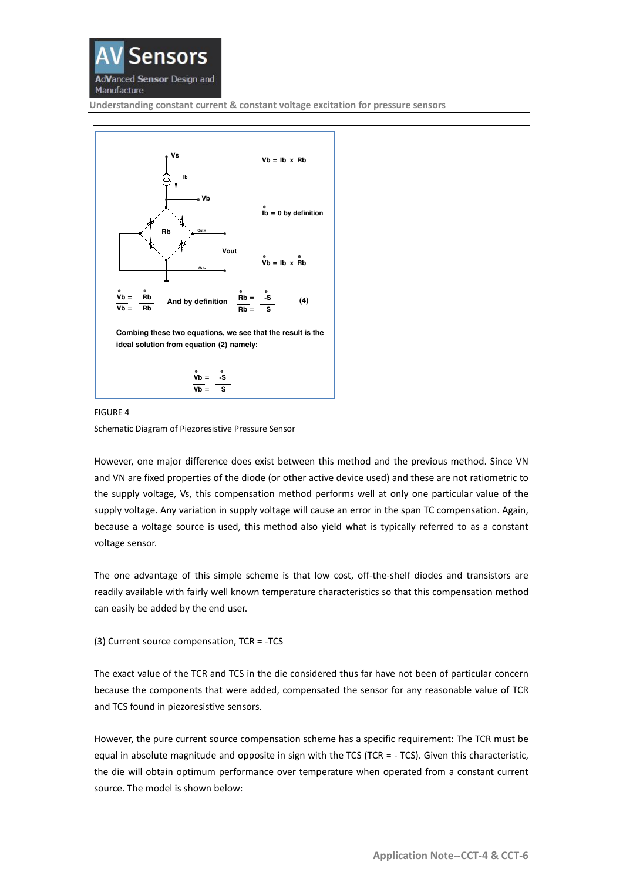$$V_b = I_b \times R_b$$

$$\dot{I}_b = 0 \text{ by definition}$$

$$\dot{V}_b = I_b \times \dot{R}_b$$

$$\frac{\dot{V}_b}{V_b} = \frac{\dot{R}_b}{R_b} \quad \text{And by definition} \quad \frac{\dot{R}_b}{R_b} = \frac{-\dot{S}}{S} \qquad (4)$$

Combing these two equations, we see that the result is the ideal solution from equation (2) namely:

$$\frac{\dot{V}_b}{V_b} = \frac{-\dot{S}}{S}$$

FIGURE 4

Schematic Diagram of Piezoresistive Pressure Sensor

However, one major difference does exist between this method and the previous method. Since VN and VN are fixed properties of the diode (or other active device used) and these are not ratiometric to the supply voltage, Vs, this compensation method performs well at only one particular value of the supply voltage. Any variation in supply voltage will cause an error in the span TC compensation. Again, because a voltage source is used, this method also yield what is typically referred to as a constant voltage sensor.

The one advantage of this simple scheme is that low cost, off-the-shelf diodes and transistors are readily available with fairly well known temperature characteristics so that this compensation method can easily be added by the end user.

(3) Current source compensation, TCR = -TCS

The exact value of the TCR and TCS in the die considered thus far have not been of particular concern because the components that were added, compensated the sensor for any reasonable value of TCR and TCS found in piezoresistive sensors.

However, the pure current source compensation scheme has a specific requirement: The TCR must be equal in absolute magnitude and opposite in sign with the TCS (TCR = - TCS). Given this characteristic, the die will obtain optimum performance over temperature when operated from a constant current source. The model is shown below: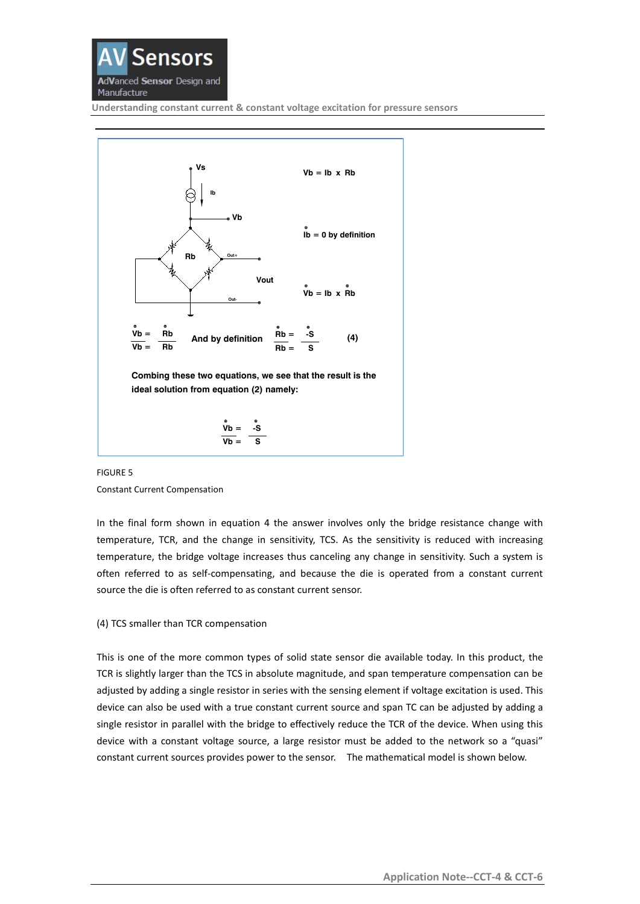$$V_b = I_b \times R_b$$

$$\dot{I}_b = 0 \text{ by definition}$$

$$\dot{V}_b = I_b \times \dot{R}_b$$

$$\frac{\dot{V}_b}{V_b} = \frac{\dot{R}_b}{R_b} \quad \text{And by definition} \quad \frac{\dot{R}_b}{R_b} = \frac{-\dot{S}}{S} \qquad (4)$$

Combing these two equations, we see that the result is the ideal solution from equation (2) namely:

$$\frac{\dot{V}_b}{V_b} = \frac{-\dot{S}}{S}$$

FIGURE 5

Constant Current Compensation

In the final form shown in equation 4 the answer involves only the bridge resistance change with temperature, TCR, and the change in sensitivity, TCS. As the sensitivity is reduced with increasing temperature, the bridge voltage increases thus canceling any change in sensitivity. Such a system is often referred to as self-compensating, and because the die is operated from a constant current source the die is often referred to as constant current sensor.

(4) TCS smaller than TCR compensation

This is one of the more common types of solid state sensor die available today. In this product, the TCR is slightly larger than the TCS in absolute magnitude, and span temperature compensation can be adjusted by adding a single resistor in series with the sensing element if voltage excitation is used. This device can also be used with a true constant current source and span TC can be adjusted by adding a single resistor in parallel with the bridge to effectively reduce the TCR of the device. When using this device with a constant voltage source, a large resistor must be added to the network so a “quasi” constant current sources provides power to the sensor. The mathematical model is shown below.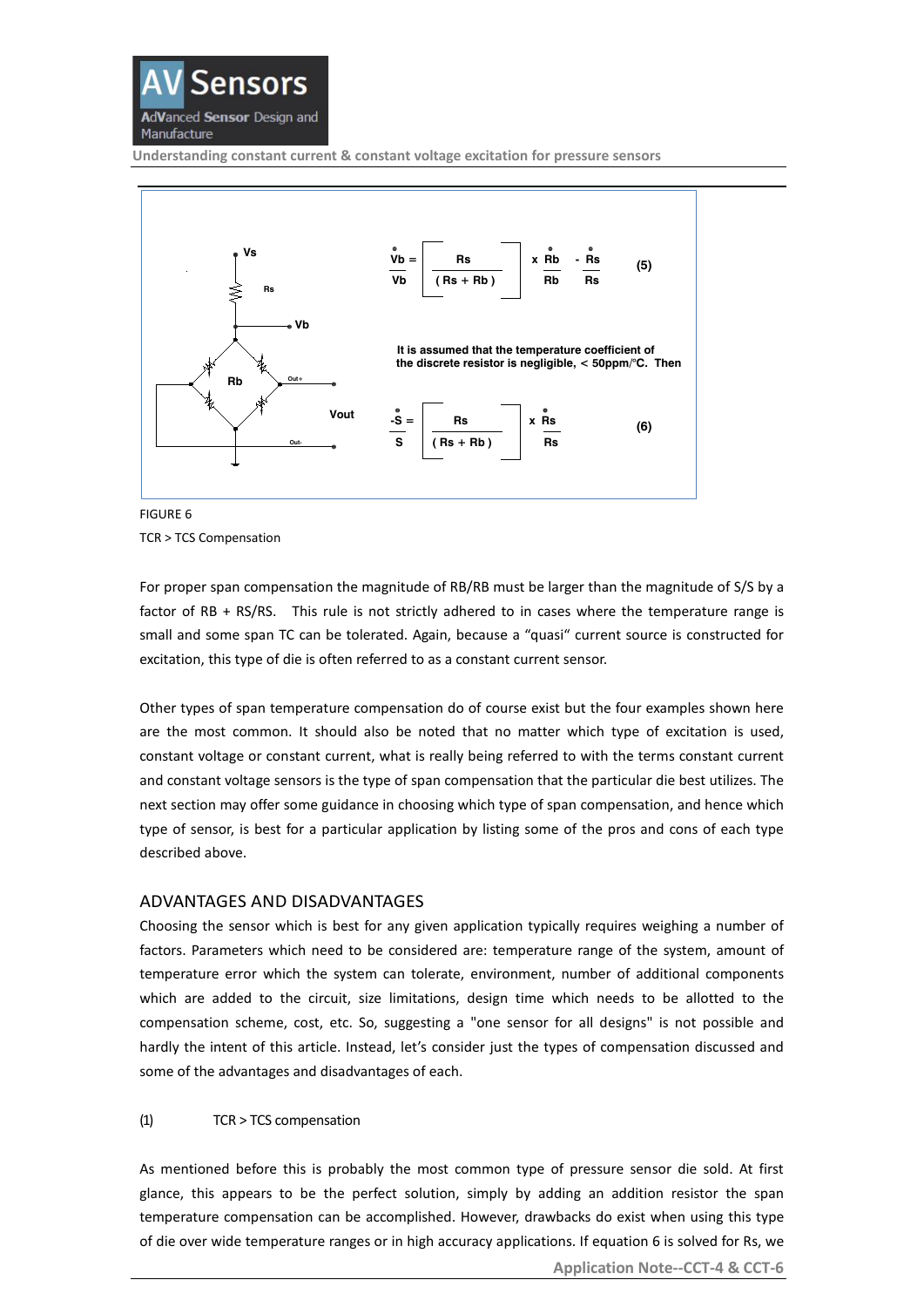$$\frac{\dot{V_b}}{V_b} = \left[\frac{R_s}{(R_s + R_b)}\right] \times \frac{\dot{R_b}}{R_b} - \frac{\dot{R_s}}{R_s} \qquad (5)$$

It is assumed that the temperature coefficient of the discrete resistor is negligible, < 50ppm/°C. Then

$$\frac{-\dot{S}}{S} = \left[\frac{R_s}{(R_s + R_b)}\right] \times \frac{\dot{R_s}}{R_s} \qquad (6)$$

FIGURE 6

TCR > TCS Compensation

For proper span compensation the magnitude of RB/RB must be larger than the magnitude of S/S by a factor of RB + RS/RS. This rule is not strictly adhered to in cases where the temperature range is small and some span TC can be tolerated. Again, because a "quasi" current source is constructed for excitation, this type of die is often referred to as a constant current sensor.

Other types of span temperature compensation do of course exist but the four examples shown here are the most common. It should also be noted that no matter which type of excitation is used, constant voltage or constant current, what is really being referred to with the terms constant current and constant voltage sensors is the type of span compensation that the particular die best utilizes. The next section may offer some guidance in choosing which type of span compensation, and hence which type of sensor, is best for a particular application by listing some of the pros and cons of each type described above.

## ADVANTAGES AND DISADVANTAGES

Choosing the sensor which is best for any given application typically requires weighing a number of factors. Parameters which need to be considered are: temperature range of the system, amount of temperature error which the system can tolerate, environment, number of additional components which are added to the circuit, size limitations, design time which needs to be allotted to the compensation scheme, cost, etc. So, suggesting a "one sensor for all designs" is not possible and hardly the intent of this article. Instead, let's consider just the types of compensation discussed and some of the advantages and disadvantages of each.

(1) TCR > TCS compensation

As mentioned before this is probably the most common type of pressure sensor die sold. At first glance, this appears to be the perfect solution, simply by adding an addition resistor the span temperature compensation can be accomplished. However, drawbacks do exist when using this type of die over wide temperature ranges or in high accuracy applications. If equation 6 is solved for Rs, we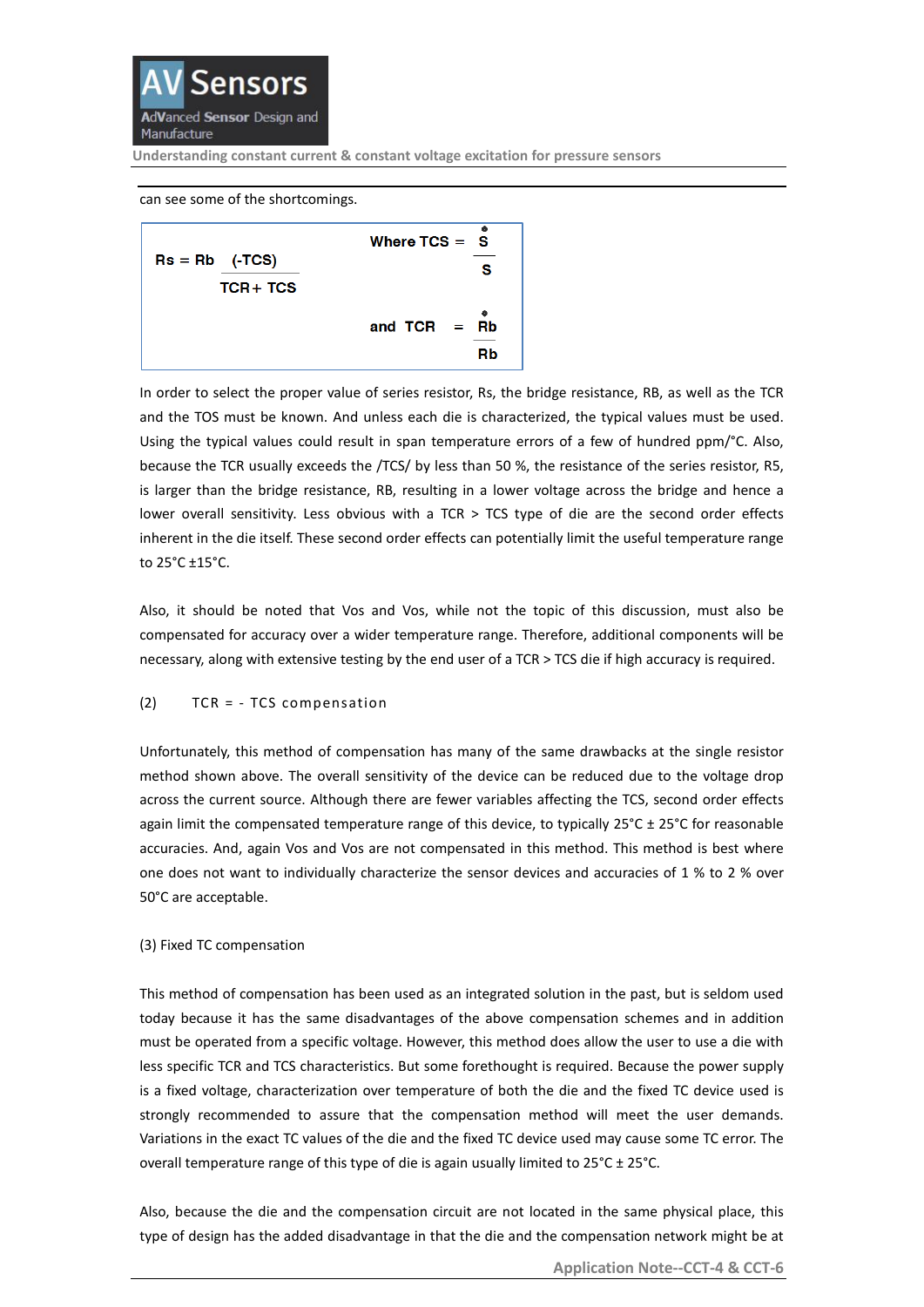can see some of the shortcomings.

$$R_s = R_b \frac{(-TCS)}{TCR + TCS} \qquad \text{Where } TCS = \frac{\dot{S}}{S} \quad \text{and } TCR = \frac{\dot{R}b}{Rb}$$

In order to select the proper value of series resistor, Rs, the bridge resistance, RB, as well as the TCR and the TOS must be known. And unless each die is characterized, the typical values must be used. Using the typical values could result in span temperature errors of a few of hundred ppm/°C. Also, because the TCR usually exceeds the /TCS/ by less than 50 %, the resistance of the series resistor, R5, is larger than the bridge resistance, RB, resulting in a lower voltage across the bridge and hence a lower overall sensitivity. Less obvious with a TCR > TCS type of die are the second order effects inherent in the die itself. These second order effects can potentially limit the useful temperature range to 25°C ±15°C.

Also, it should be noted that Vos and Vos, while not the topic of this discussion, must also be compensated for accuracy over a wider temperature range. Therefore, additional components will be necessary, along with extensive testing by the end user of a TCR > TCS die if high accuracy is required.

(2) TCR = - TCS compensation

Unfortunately, this method of compensation has many of the same drawbacks at the single resistor method shown above. The overall sensitivity of the device can be reduced due to the voltage drop across the current source. Although there are fewer variables affecting the TCS, second order effects again limit the compensated temperature range of this device, to typically 25°C ± 25°C for reasonable accuracies. And, again Vos and Vos are not compensated in this method. This method is best where one does not want to individually characterize the sensor devices and accuracies of 1 % to 2 % over 50°C are acceptable.

(3) Fixed TC compensation

This method of compensation has been used as an integrated solution in the past, but is seldom used today because it has the same disadvantages of the above compensation schemes and in addition must be operated from a specific voltage. However, this method does allow the user to use a die with less specific TCR and TCS characteristics. But some forethought is required. Because the power supply is a fixed voltage, characterization over temperature of both the die and the fixed TC device used is strongly recommended to assure that the compensation method will meet the user demands. Variations in the exact TC values of the die and the fixed TC device used may cause some TC error. The overall temperature range of this type of die is again usually limited to 25°C ± 25°C.

Also, because the die and the compensation circuit are not located in the same physical place, this type of design has the added disadvantage in that the die and the compensation network might be at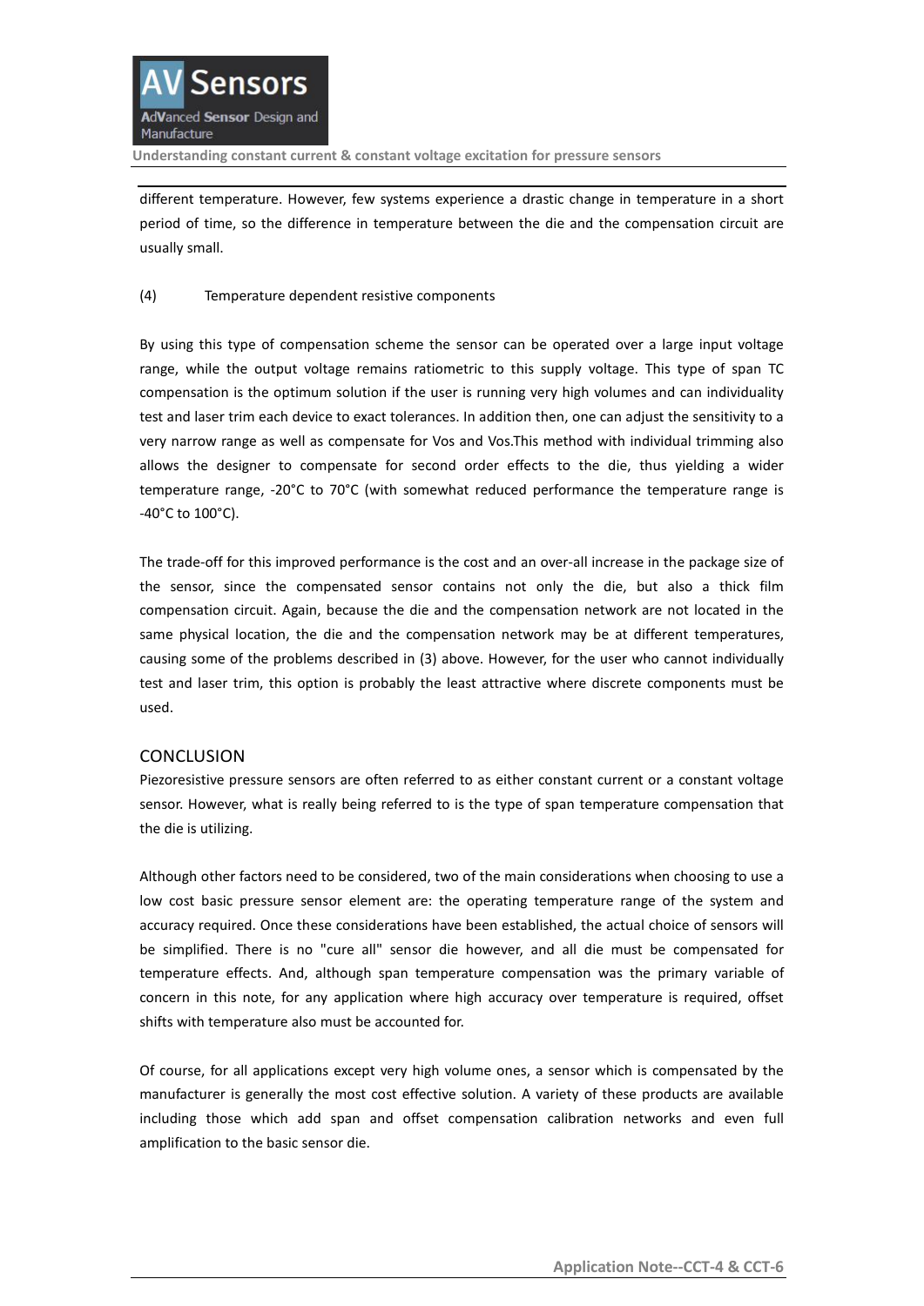different temperature. However, few systems experience a drastic change in temperature in a short period of time, so the difference in temperature between the die and the compensation circuit are usually small.

(4) Temperature dependent resistive components

By using this type of compensation scheme the sensor can be operated over a large input voltage range, while the output voltage remains ratiometric to this supply voltage. This type of span TC compensation is the optimum solution if the user is running very high volumes and can individuality test and laser trim each device to exact tolerances. In addition then, one can adjust the sensitivity to a very narrow range as well as compensate for Vos and Vos.This method with individual trimming also allows the designer to compensate for second order effects to the die, thus yielding a wider temperature range, -20°C to 70°C (with somewhat reduced performance the temperature range is -40°C to 100°C).

The trade-off for this improved performance is the cost and an over-all increase in the package size of the sensor, since the compensated sensor contains not only the die, but also a thick film compensation circuit. Again, because the die and the compensation network are not located in the same physical location, the die and the compensation network may be at different temperatures, causing some of the problems described in (3) above. However, for the user who cannot individually test and laser trim, this option is probably the least attractive where discrete components must be used.

## CONCLUSION

Piezoresistive pressure sensors are often referred to as either constant current or a constant voltage sensor. However, what is really being referred to is the type of span temperature compensation that the die is utilizing.

Although other factors need to be considered, two of the main considerations when choosing to use a low cost basic pressure sensor element are: the operating temperature range of the system and accuracy required. Once these considerations have been established, the actual choice of sensors will be simplified. There is no "cure all" sensor die however, and all die must be compensated for temperature effects. And, although span temperature compensation was the primary variable of concern in this note, for any application where high accuracy over temperature is required, offset shifts with temperature also must be accounted for.

Of course, for all applications except very high volume ones, a sensor which is compensated by the manufacturer is generally the most cost effective solution. A variety of these products are available including those which add span and offset compensation calibration networks and even full amplification to the basic sensor die.